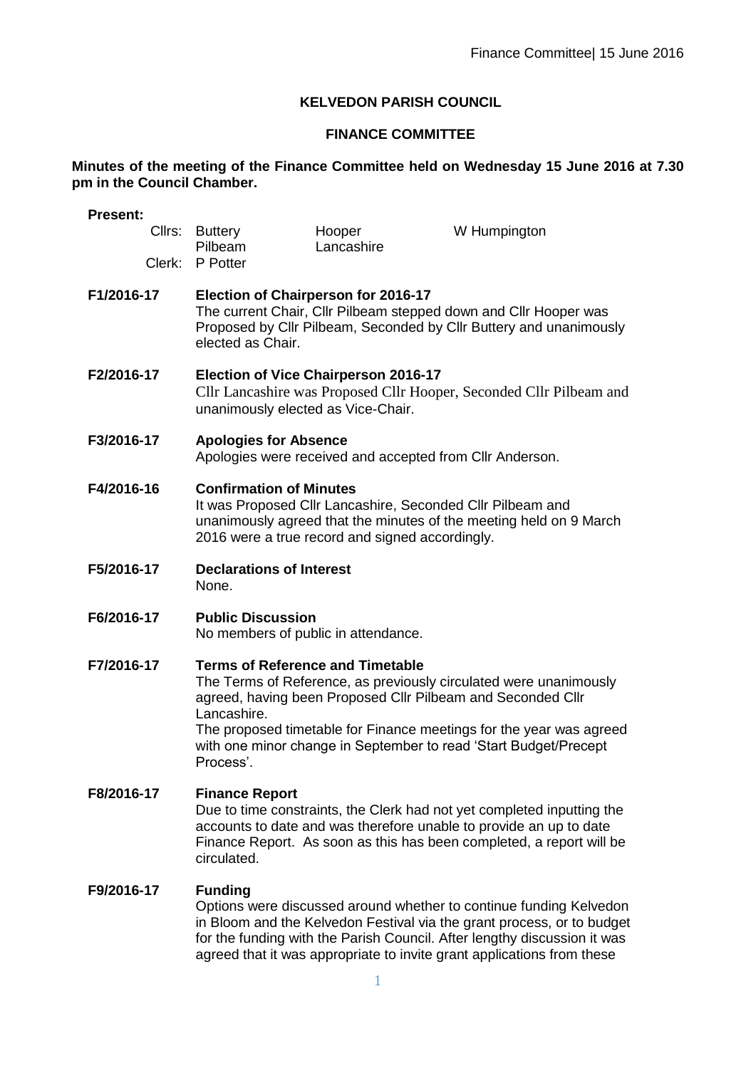**KELVEDON PARISH COUNCIL**

**FINANCE COMMITTEE**

**Minutes of the meeting of the Finance Committee held on Wednesday 15 June 2016 at 7.30 pm in the Council Chamber.**

**Present:**

| | | | |
|---|---|---|---|
| Cllrs: | Buttery | Hooper | W Humpington |
| | Pilbeam | Lancashire | |
| Clerk: | P Potter | | |

**F1/2016-17** **Election of Chairperson for 2016-17**
The current Chair, Cllr Pilbeam stepped down and Cllr Hooper was Proposed by Cllr Pilbeam, Seconded by Cllr Buttery and unanimously elected as Chair.

**F2/2016-17** **Election of Vice Chairperson 2016-17**
Cllr Lancashire was Proposed Cllr Hooper, Seconded Cllr Pilbeam and unanimously elected as Vice-Chair.

**F3/2016-17** **Apologies for Absence**
Apologies were received and accepted from Cllr Anderson.

**F4/2016-16** **Confirmation of Minutes**
It was Proposed Cllr Lancashire, Seconded Cllr Pilbeam and unanimously agreed that the minutes of the meeting held on 9 March 2016 were a true record and signed accordingly.

**F5/2016-17** **Declarations of Interest**
None.

**F6/2016-17** **Public Discussion**
No members of public in attendance.

**F7/2016-17** **Terms of Reference and Timetable**
The Terms of Reference, as previously circulated were unanimously agreed, having been Proposed Cllr Pilbeam and Seconded Cllr Lancashire.
The proposed timetable for Finance meetings for the year was agreed with one minor change in September to read 'Start Budget/Precept Process'.

**F8/2016-17** **Finance Report**
Due to time constraints, the Clerk had not yet completed inputting the accounts to date and was therefore unable to provide an up to date Finance Report. As soon as this has been completed, a report will be circulated.

**F9/2016-17** **Funding**
Options were discussed around whether to continue funding Kelvedon in Bloom and the Kelvedon Festival via the grant process, or to budget for the funding with the Parish Council. After lengthy discussion it was agreed that it was appropriate to invite grant applications from these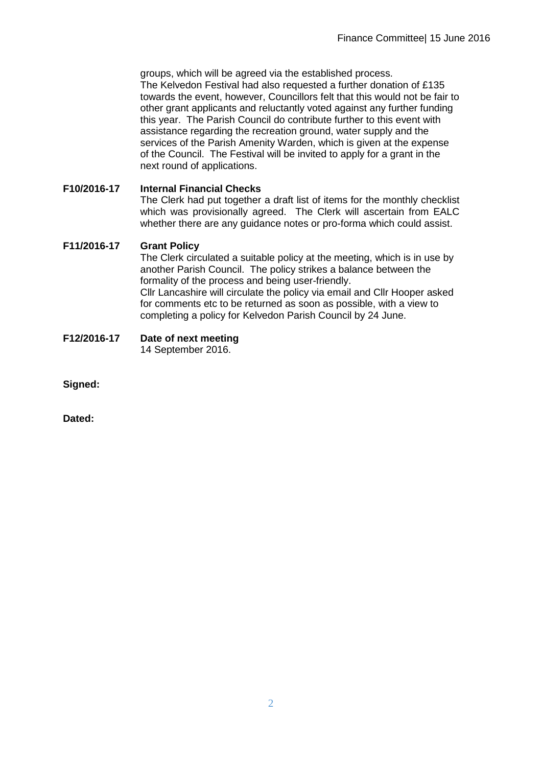groups, which will be agreed via the established process.
The Kelvedon Festival had also requested a further donation of £135 towards the event, however, Councillors felt that this would not be fair to other grant applicants and reluctantly voted against any further funding this year. The Parish Council do contribute further to this event with assistance regarding the recreation ground, water supply and the services of the Parish Amenity Warden, which is given at the expense of the Council. The Festival will be invited to apply for a grant in the next round of applications.

**F10/2016-17 Internal Financial Checks**

The Clerk had put together a draft list of items for the monthly checklist which was provisionally agreed. The Clerk will ascertain from EALC whether there are any guidance notes or pro-forma which could assist.

**F11/2016-17 Grant Policy**

The Clerk circulated a suitable policy at the meeting, which is in use by another Parish Council. The policy strikes a balance between the formality of the process and being user-friendly.
Cllr Lancashire will circulate the policy via email and Cllr Hooper asked for comments etc to be returned as soon as possible, with a view to completing a policy for Kelvedon Parish Council by 24 June.

**F12/2016-17 Date of next meeting**

14 September 2016.

**Signed:**

**Dated:**